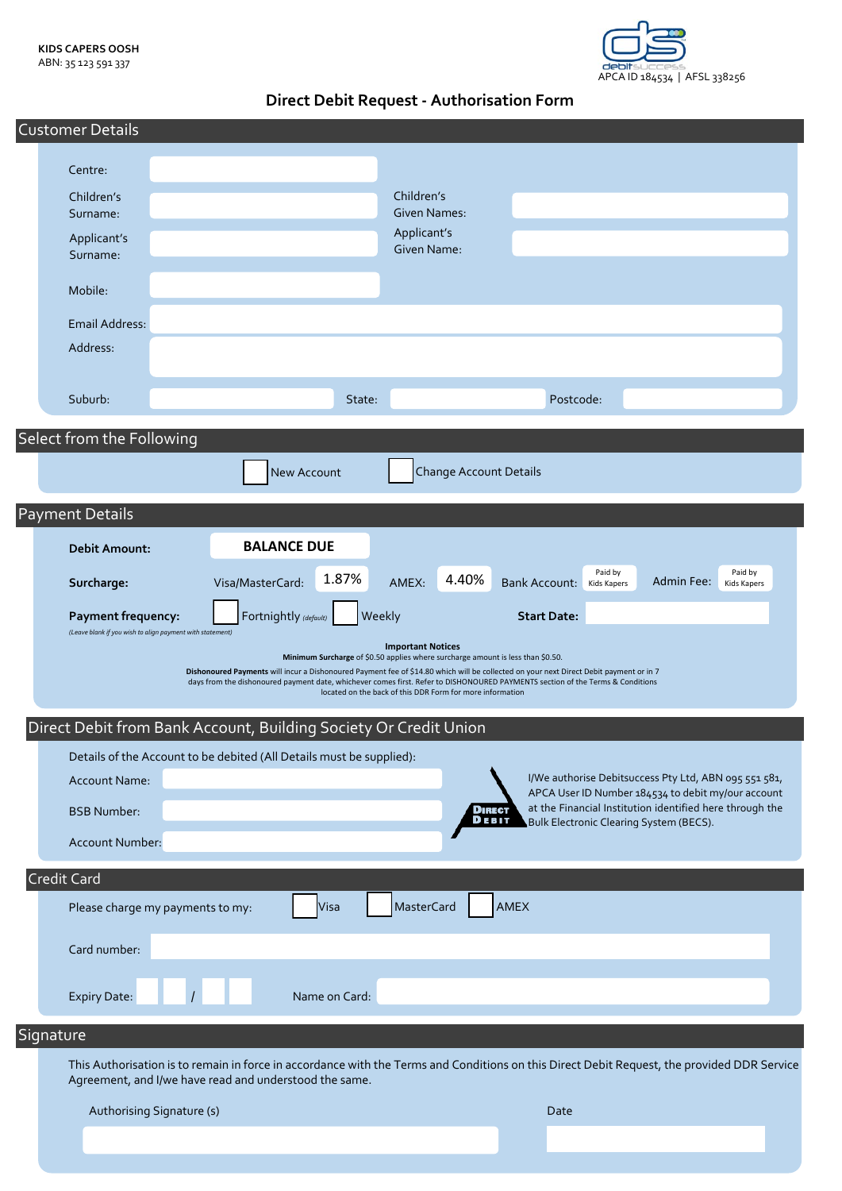**KIDS CAPERS OOSH**
ABN: 35 123 591 337

APCA ID 184534 | AFSL 338256

# Direct Debit Request - Authorisation Form

## Customer Details

Centre:

Children's Surname: | Children's Given Names:

Applicant's Surname: | Applicant's Given Name:

Mobile:

Email Address:

Address:

Suburb: | State: | Postcode:

## Select from the Following

☐ New Account ☐ Change Account Details

## Payment Details

**Debit Amount:** **BALANCE DUE**

**Surcharge:** Visa/MasterCard: 1.87% AMEX: 4.40% Bank Account: Paid by Kids Kapers Admin Fee: Paid by Kids Kapers

**Payment frequency:** ☐ Fortnightly *(default)* ☐ Weekly **Start Date:**

*(Leave blank if you wish to align payment with statement)*

**Important Notices**

**Minimum Surcharge** of $0.50 applies where surcharge amount is less than $0.50.

**Dishonoured Payments** will incur a Dishonoured Payment fee of $14.80 which will be collected on your next Direct Debit payment or in 7 days from the dishonoured payment date, whichever comes first. Refer to DISHONOURED PAYMENTS section of the Terms & Conditions located on the back of this DDR Form for more information

## Direct Debit from Bank Account, Building Society Or Credit Union

Details of the Account to be debited (All Details must be supplied):

Account Name:

BSB Number:

Account Number:

DIRECT DEBIT

I/We authorise Debitsuccess Pty Ltd, ABN 095 551 581, APCA User ID Number 184534 to debit my/our account at the Financial Institution identified here through the Bulk Electronic Clearing System (BECS).

## Credit Card

Please charge my payments to my: ☐ Visa ☐ MasterCard ☐ AMEX

Card number:

Expiry Date: /   Name on Card:

## Signature

This Authorisation is to remain in force in accordance with the Terms and Conditions on this Direct Debit Request, the provided DDR Service Agreement, and I/we have read and understood the same.

Authorising Signature (s)   Date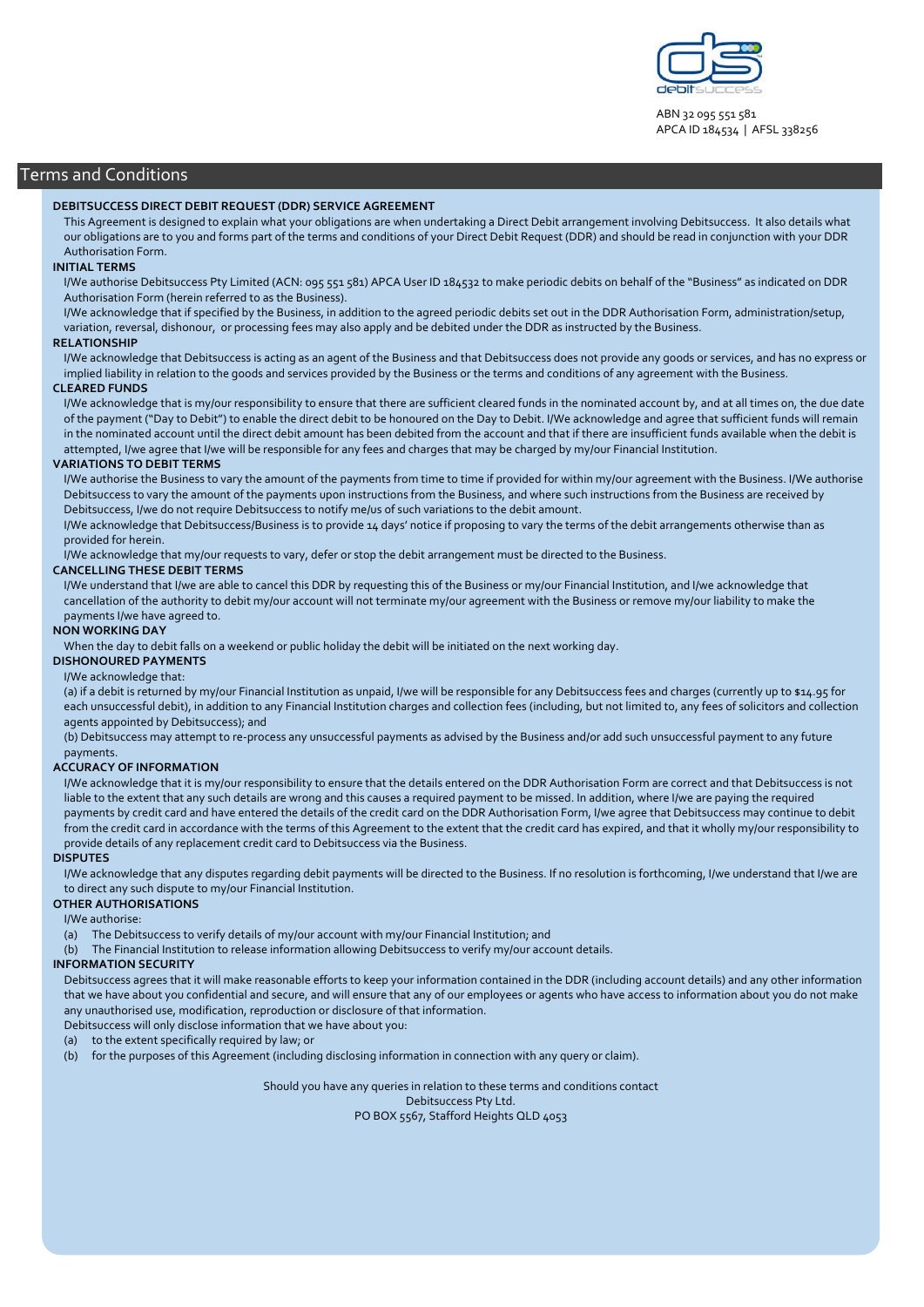ABN 32 095 551 581
APCA ID 184534 | AFSL 338256

# Terms and Conditions

## DEBITSUCCESS DIRECT DEBIT REQUEST (DDR) SERVICE AGREEMENT

This Agreement is designed to explain what your obligations are when undertaking a Direct Debit arrangement involving Debitsuccess. It also details what our obligations are to you and forms part of the terms and conditions of your Direct Debit Request (DDR) and should be read in conjunction with your DDR Authorisation Form.

### INITIAL TERMS

I/We authorise Debitsuccess Pty Limited (ACN: 095 551 581) APCA User ID 184532 to make periodic debits on behalf of the "Business" as indicated on DDR Authorisation Form (herein referred to as the Business).

I/We acknowledge that if specified by the Business, in addition to the agreed periodic debits set out in the DDR Authorisation Form, administration/setup, variation, reversal, dishonour, or processing fees may also apply and be debited under the DDR as instructed by the Business.

### RELATIONSHIP

I/We acknowledge that Debitsuccess is acting as an agent of the Business and that Debitsuccess does not provide any goods or services, and has no express or implied liability in relation to the goods and services provided by the Business or the terms and conditions of any agreement with the Business.

### CLEARED FUNDS

I/We acknowledge that is my/our responsibility to ensure that there are sufficient cleared funds in the nominated account by, and at all times on, the due date of the payment ("Day to Debit") to enable the direct debit to be honoured on the Day to Debit. I/We acknowledge and agree that sufficient funds will remain in the nominated account until the direct debit amount has been debited from the account and that if there are insufficient funds available when the debit is attempted, I/we agree that I/we will be responsible for any fees and charges that may be charged by my/our Financial Institution.

### VARIATIONS TO DEBIT TERMS

I/We authorise the Business to vary the amount of the payments from time to time if provided for within my/our agreement with the Business. I/We authorise Debitsuccess to vary the amount of the payments upon instructions from the Business, and where such instructions from the Business are received by Debitsuccess, I/we do not require Debitsuccess to notify me/us of such variations to the debit amount.

I/We acknowledge that Debitsuccess/Business is to provide 14 days' notice if proposing to vary the terms of the debit arrangements otherwise than as provided for herein.

I/We acknowledge that my/our requests to vary, defer or stop the debit arrangement must be directed to the Business.

### CANCELLING THESE DEBIT TERMS

I/We understand that I/we are able to cancel this DDR by requesting this of the Business or my/our Financial Institution, and I/we acknowledge that cancellation of the authority to debit my/our account will not terminate my/our agreement with the Business or remove my/our liability to make the payments I/we have agreed to.

### NON WORKING DAY

When the day to debit falls on a weekend or public holiday the debit will be initiated on the next working day.

### DISHONOURED PAYMENTS

I/We acknowledge that:

(a) if a debit is returned by my/our Financial Institution as unpaid, I/we will be responsible for any Debitsuccess fees and charges (currently up to $14.95 for each unsuccessful debit), in addition to any Financial Institution charges and collection fees (including, but not limited to, any fees of solicitors and collection agents appointed by Debitsuccess); and

(b) Debitsuccess may attempt to re-process any unsuccessful payments as advised by the Business and/or add such unsuccessful payment to any future payments.

### ACCURACY OF INFORMATION

I/We acknowledge that it is my/our responsibility to ensure that the details entered on the DDR Authorisation Form are correct and that Debitsuccess is not liable to the extent that any such details are wrong and this causes a required payment to be missed. In addition, where I/we are paying the required payments by credit card and have entered the details of the credit card on the DDR Authorisation Form, I/we agree that Debitsuccess may continue to debit from the credit card in accordance with the terms of this Agreement to the extent that the credit card has expired, and that it wholly my/our responsibility to provide details of any replacement credit card to Debitsuccess via the Business.

### DISPUTES

I/We acknowledge that any disputes regarding debit payments will be directed to the Business. If no resolution is forthcoming, I/we understand that I/we are to direct any such dispute to my/our Financial Institution.

### OTHER AUTHORISATIONS

I/We authorise:

(a) The Debitsuccess to verify details of my/our account with my/our Financial Institution; and

(b) The Financial Institution to release information allowing Debitsuccess to verify my/our account details.

### INFORMATION SECURITY

Debitsuccess agrees that it will make reasonable efforts to keep your information contained in the DDR (including account details) and any other information that we have about you confidential and secure, and will ensure that any of our employees or agents who have access to information about you do not make any unauthorised use, modification, reproduction or disclosure of that information.

Debitsuccess will only disclose information that we have about you:

(a) to the extent specifically required by law; or

(b) for the purposes of this Agreement (including disclosing information in connection with any query or claim).

Should you have any queries in relation to these terms and conditions contact
Debitsuccess Pty Ltd.
PO BOX 5567, Stafford Heights QLD 4053